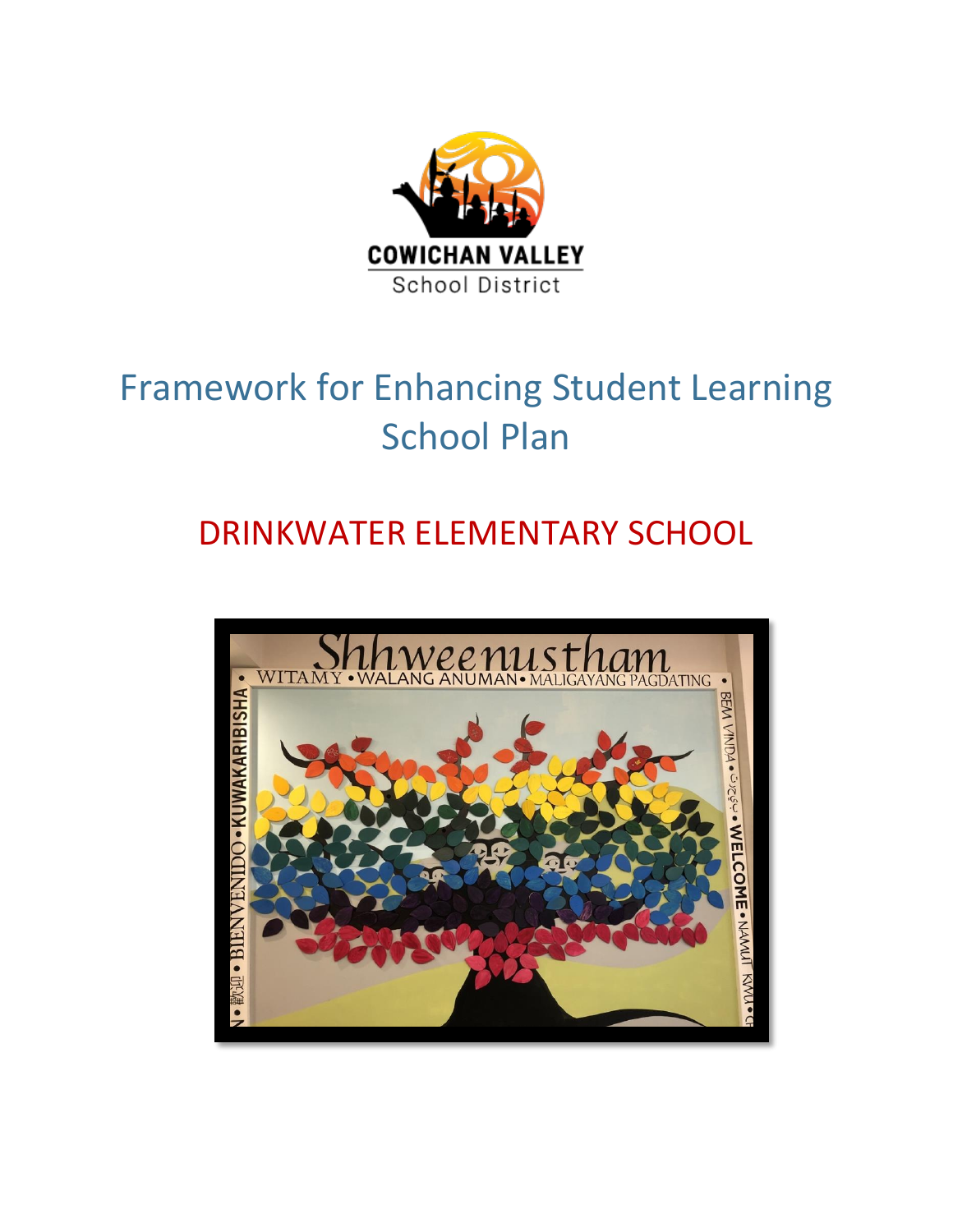COWICHAN VALLEY
School District

# Framework for Enhancing Student Learning School Plan

## DRINKWATER ELEMENTARY SCHOOL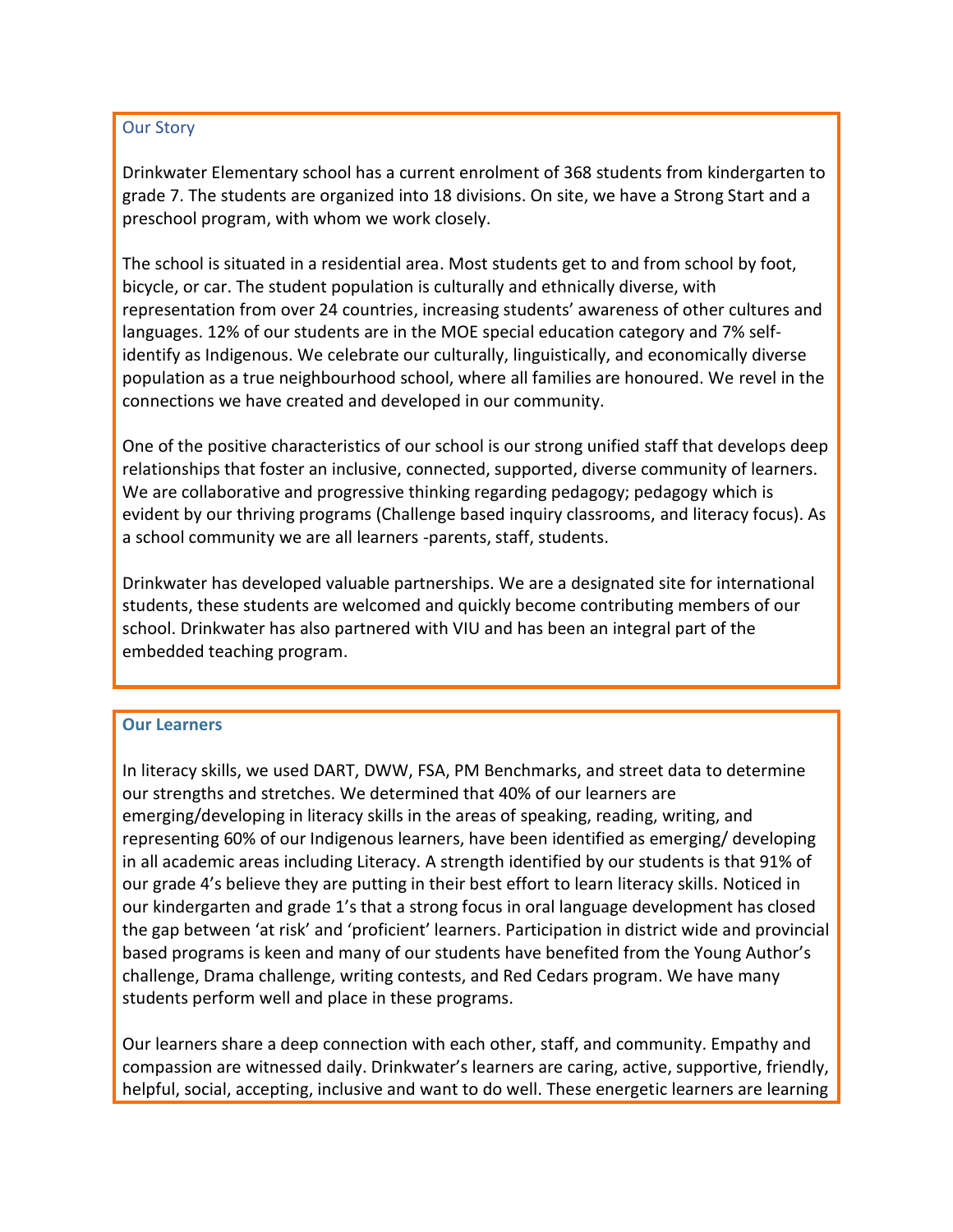## Our Story

Drinkwater Elementary school has a current enrolment of 368 students from kindergarten to grade 7. The students are organized into 18 divisions. On site, we have a Strong Start and a preschool program, with whom we work closely.

The school is situated in a residential area. Most students get to and from school by foot, bicycle, or car. The student population is culturally and ethnically diverse, with representation from over 24 countries, increasing students' awareness of other cultures and languages. 12% of our students are in the MOE special education category and 7% self-identify as Indigenous. We celebrate our culturally, linguistically, and economically diverse population as a true neighbourhood school, where all families are honoured. We revel in the connections we have created and developed in our community.

One of the positive characteristics of our school is our strong unified staff that develops deep relationships that foster an inclusive, connected, supported, diverse community of learners. We are collaborative and progressive thinking regarding pedagogy; pedagogy which is evident by our thriving programs (Challenge based inquiry classrooms, and literacy focus). As a school community we are all learners -parents, staff, students.

Drinkwater has developed valuable partnerships. We are a designated site for international students, these students are welcomed and quickly become contributing members of our school. Drinkwater has also partnered with VIU and has been an integral part of the embedded teaching program.

## Our Learners

In literacy skills, we used DART, DWW, FSA, PM Benchmarks, and street data to determine our strengths and stretches. We determined that 40% of our learners are emerging/developing in literacy skills in the areas of speaking, reading, writing, and representing 60% of our Indigenous learners, have been identified as emerging/ developing in all academic areas including Literacy. A strength identified by our students is that 91% of our grade 4's believe they are putting in their best effort to learn literacy skills. Noticed in our kindergarten and grade 1's that a strong focus in oral language development has closed the gap between 'at risk' and 'proficient' learners. Participation in district wide and provincial based programs is keen and many of our students have benefited from the Young Author's challenge, Drama challenge, writing contests, and Red Cedars program. We have many students perform well and place in these programs.

Our learners share a deep connection with each other, staff, and community. Empathy and compassion are witnessed daily. Drinkwater's learners are caring, active, supportive, friendly, helpful, social, accepting, inclusive and want to do well. These energetic learners are learning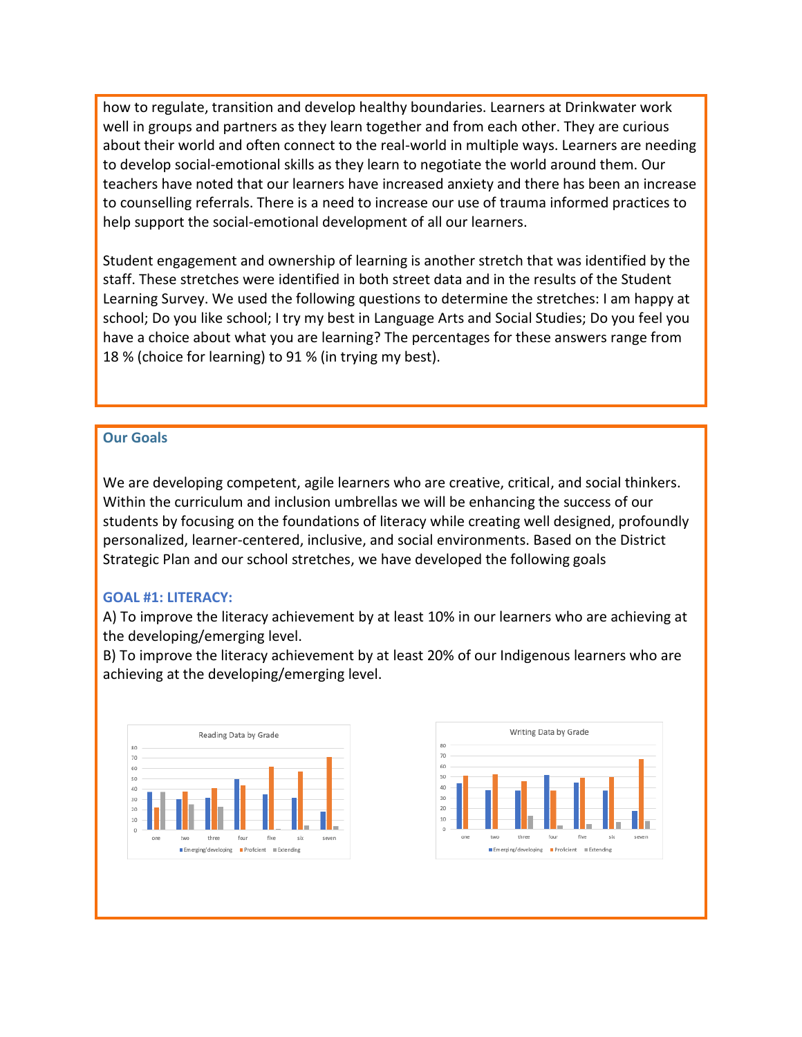how to regulate, transition and develop healthy boundaries. Learners at Drinkwater work well in groups and partners as they learn together and from each other. They are curious about their world and often connect to the real-world in multiple ways. Learners are needing to develop social-emotional skills as they learn to negotiate the world around them. Our teachers have noted that our learners have increased anxiety and there has been an increase to counselling referrals. There is a need to increase our use of trauma informed practices to help support the social-emotional development of all our learners.

Student engagement and ownership of learning is another stretch that was identified by the staff. These stretches were identified in both street data and in the results of the Student Learning Survey. We used the following questions to determine the stretches: I am happy at school; Do you like school; I try my best in Language Arts and Social Studies; Do you feel you have a choice about what you are learning? The percentages for these answers range from 18 % (choice for learning) to 91 % (in trying my best).

### Our Goals

We are developing competent, agile learners who are creative, critical, and social thinkers. Within the curriculum and inclusion umbrellas we will be enhancing the success of our students by focusing on the foundations of literacy while creating well designed, profoundly personalized, learner-centered, inclusive, and social environments. Based on the District Strategic Plan and our school stretches, we have developed the following goals

#### GOAL #1: LITERACY:

A) To improve the literacy achievement by at least 10% in our learners who are achieving at the developing/emerging level.

B) To improve the literacy achievement by at least 20% of our Indigenous learners who are achieving at the developing/emerging level.

Reading Data by Grade

Writing Data by Grade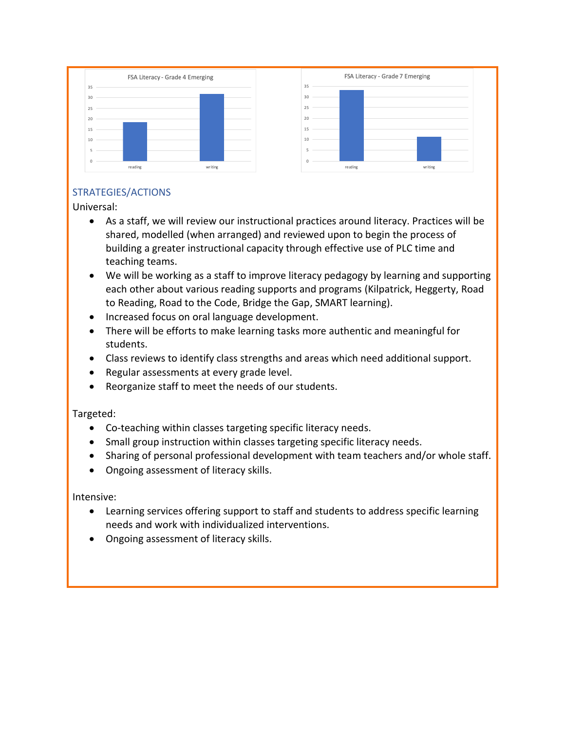FSA Literacy - Grade 4 Emerging

FSA Literacy - Grade 7 Emerging

## STRATEGIES/ACTIONS

Universal:

- As a staff, we will review our instructional practices around literacy. Practices will be shared, modelled (when arranged) and reviewed upon to begin the process of building a greater instructional capacity through effective use of PLC time and teaching teams.
- We will be working as a staff to improve literacy pedagogy by learning and supporting each other about various reading supports and programs (Kilpatrick, Heggerty, Road to Reading, Road to the Code, Bridge the Gap, SMART learning).
- Increased focus on oral language development.
- There will be efforts to make learning tasks more authentic and meaningful for students.
- Class reviews to identify class strengths and areas which need additional support.
- Regular assessments at every grade level.
- Reorganize staff to meet the needs of our students.

Targeted:

- Co-teaching within classes targeting specific literacy needs.
- Small group instruction within classes targeting specific literacy needs.
- Sharing of personal professional development with team teachers and/or whole staff.
- Ongoing assessment of literacy skills.

Intensive:

- Learning services offering support to staff and students to address specific learning needs and work with individualized interventions.
- Ongoing assessment of literacy skills.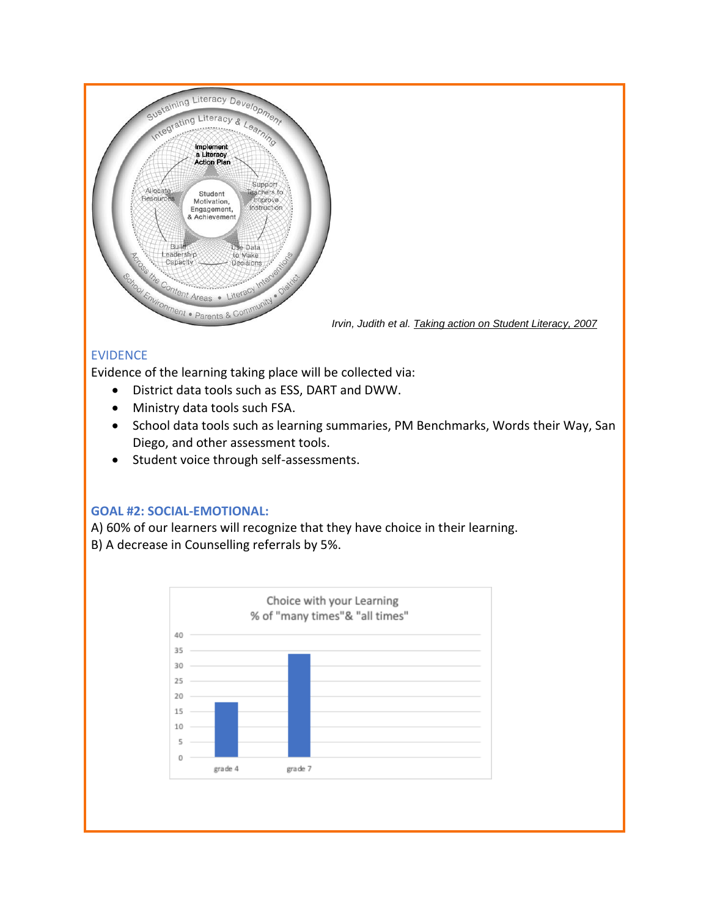*Irvin, Judith et al. Taking action on Student Literacy, 2007*

### EVIDENCE

Evidence of the learning taking place will be collected via:

- District data tools such as ESS, DART and DWW.
- Ministry data tools such FSA.
- School data tools such as learning summaries, PM Benchmarks, Words their Way, San Diego, and other assessment tools.
- Student voice through self-assessments.

### GOAL #2: SOCIAL-EMOTIONAL:

A) 60% of our learners will recognize that they have choice in their learning.
B) A decrease in Counselling referrals by 5%.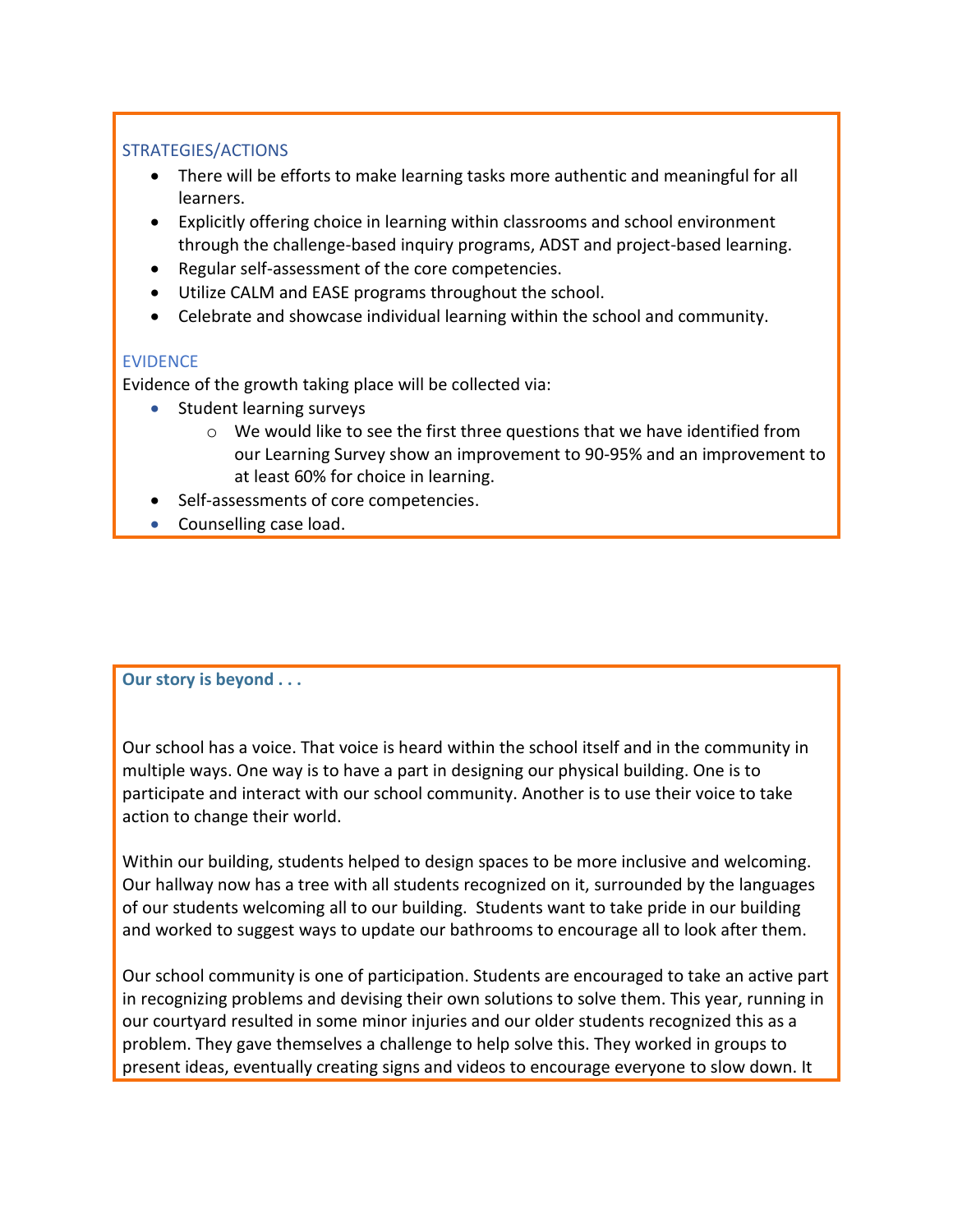### STRATEGIES/ACTIONS

- There will be efforts to make learning tasks more authentic and meaningful for all learners.
- Explicitly offering choice in learning within classrooms and school environment through the challenge-based inquiry programs, ADST and project-based learning.
- Regular self-assessment of the core competencies.
- Utilize CALM and EASE programs throughout the school.
- Celebrate and showcase individual learning within the school and community.

### EVIDENCE

Evidence of the growth taking place will be collected via:

- Student learning surveys
  - We would like to see the first three questions that we have identified from our Learning Survey show an improvement to 90-95% and an improvement to at least 60% for choice in learning.
- Self-assessments of core competencies.
- Counselling case load.

### **Our story is beyond . . .**

Our school has a voice. That voice is heard within the school itself and in the community in multiple ways. One way is to have a part in designing our physical building. One is to participate and interact with our school community. Another is to use their voice to take action to change their world.

Within our building, students helped to design spaces to be more inclusive and welcoming. Our hallway now has a tree with all students recognized on it, surrounded by the languages of our students welcoming all to our building. Students want to take pride in our building and worked to suggest ways to update our bathrooms to encourage all to look after them.

Our school community is one of participation. Students are encouraged to take an active part in recognizing problems and devising their own solutions to solve them. This year, running in our courtyard resulted in some minor injuries and our older students recognized this as a problem. They gave themselves a challenge to help solve this. They worked in groups to present ideas, eventually creating signs and videos to encourage everyone to slow down. It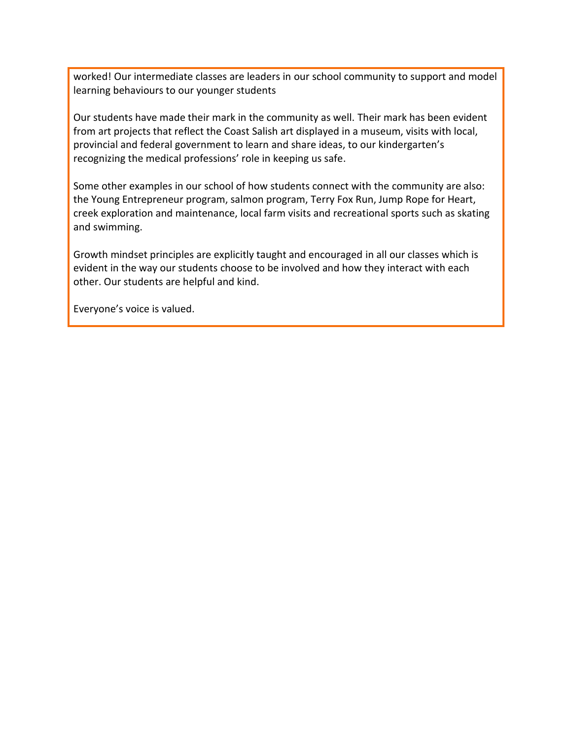worked! Our intermediate classes are leaders in our school community to support and model learning behaviours to our younger students

Our students have made their mark in the community as well. Their mark has been evident from art projects that reflect the Coast Salish art displayed in a museum, visits with local, provincial and federal government to learn and share ideas, to our kindergarten's recognizing the medical professions' role in keeping us safe.

Some other examples in our school of how students connect with the community are also: the Young Entrepreneur program, salmon program, Terry Fox Run, Jump Rope for Heart, creek exploration and maintenance, local farm visits and recreational sports such as skating and swimming.

Growth mindset principles are explicitly taught and encouraged in all our classes which is evident in the way our students choose to be involved and how they interact with each other. Our students are helpful and kind.

Everyone's voice is valued.